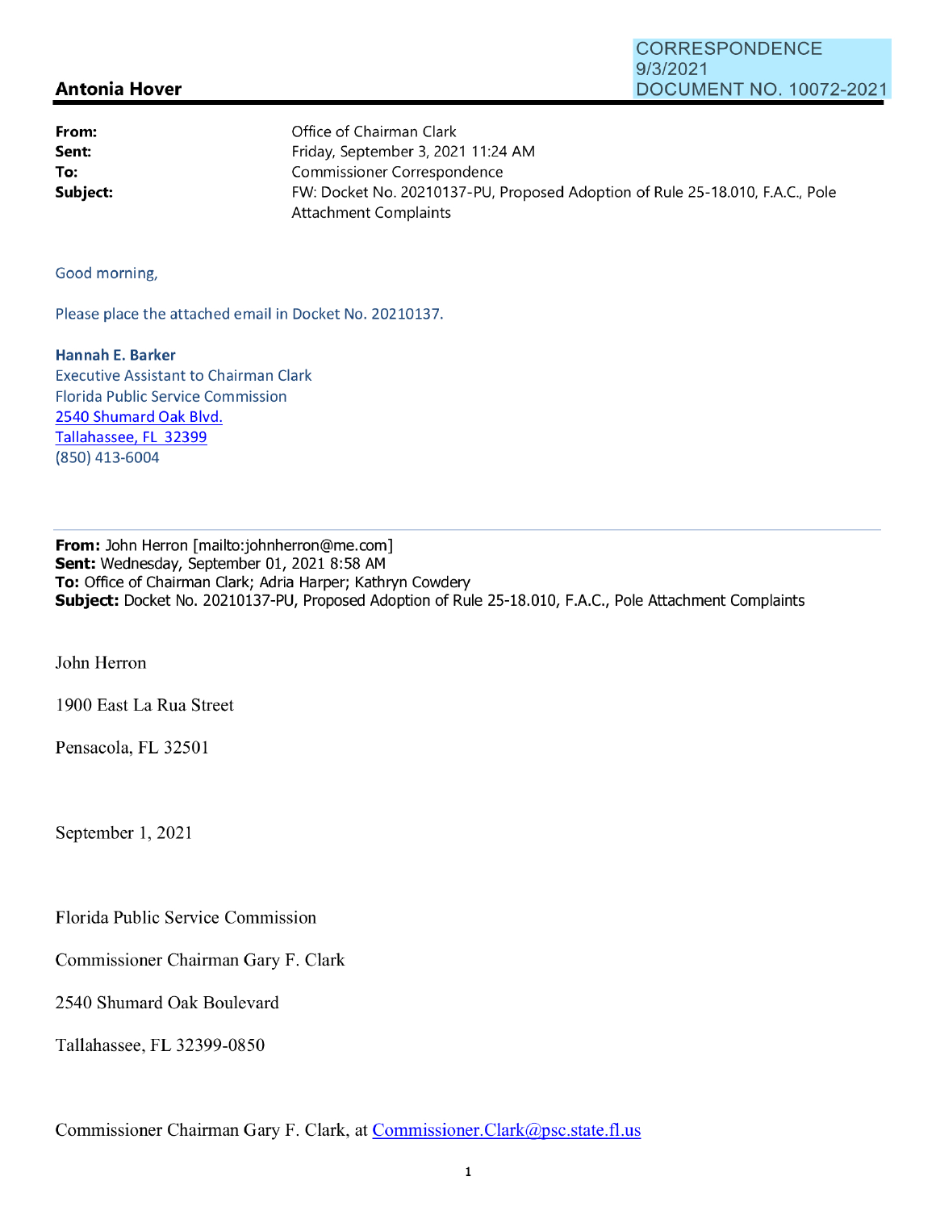CORRESPONDENCE
9/3/2021
DOCUMENT NO. 10072-2021

**Antonia Hover**

| | |
|---|---|
| **From:** | Office of Chairman Clark |
| **Sent:** | Friday, September 3, 2021 11:24 AM |
| **To:** | Commissioner Correspondence |
| **Subject:** | FW: Docket No. 20210137-PU, Proposed Adoption of Rule 25-18.010, F.A.C., Pole Attachment Complaints |

Good morning,

Please place the attached email in Docket No. 20210137.

**Hannah E. Barker**
Executive Assistant to Chairman Clark
Florida Public Service Commission
2540 Shumard Oak Blvd.
Tallahassee, FL 32399
(850) 413-6004

---

**From:** John Herron [mailto:johnherron@me.com]
**Sent:** Wednesday, September 01, 2021 8:58 AM
**To:** Office of Chairman Clark; Adria Harper; Kathryn Cowdery
**Subject:** Docket No. 20210137-PU, Proposed Adoption of Rule 25-18.010, F.A.C., Pole Attachment Complaints

John Herron

1900 East La Rua Street

Pensacola, FL 32501

September 1, 2021

Florida Public Service Commission

Commissioner Chairman Gary F. Clark

2540 Shumard Oak Boulevard

Tallahassee, FL 32399-0850

Commissioner Chairman Gary F. Clark, at Commissioner.Clark@psc.state.fl.us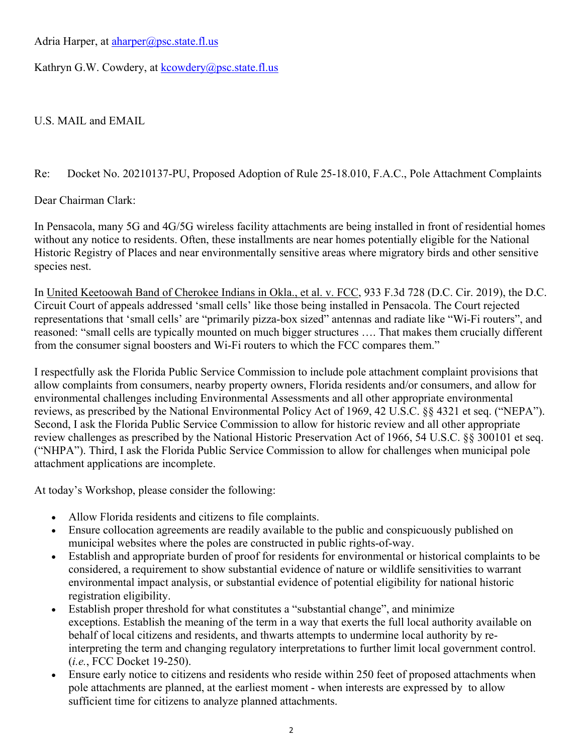Adria Harper, at aharper@psc.state.fl.us

Kathryn G.W. Cowdery, at kcowdery@psc.state.fl.us

U.S. MAIL and EMAIL

Re: Docket No. 20210137-PU, Proposed Adoption of Rule 25-18.010, F.A.C., Pole Attachment Complaints

Dear Chairman Clark:

In Pensacola, many 5G and 4G/5G wireless facility attachments are being installed in front of residential homes without any notice to residents. Often, these installments are near homes potentially eligible for the National Historic Registry of Places and near environmentally sensitive areas where migratory birds and other sensitive species nest.

In United Keetoowah Band of Cherokee Indians in Okla., et al. v. FCC, 933 F.3d 728 (D.C. Cir. 2019), the D.C. Circuit Court of appeals addressed 'small cells' like those being installed in Pensacola. The Court rejected representations that 'small cells' are "primarily pizza-box sized" antennas and radiate like "Wi-Fi routers", and reasoned: "small cells are typically mounted on much bigger structures …. That makes them crucially different from the consumer signal boosters and Wi-Fi routers to which the FCC compares them."

I respectfully ask the Florida Public Service Commission to include pole attachment complaint provisions that allow complaints from consumers, nearby property owners, Florida residents and/or consumers, and allow for environmental challenges including Environmental Assessments and all other appropriate environmental reviews, as prescribed by the National Environmental Policy Act of 1969, 42 U.S.C. §§ 4321 et seq. ("NEPA"). Second, I ask the Florida Public Service Commission to allow for historic review and all other appropriate review challenges as prescribed by the National Historic Preservation Act of 1966, 54 U.S.C. §§ 300101 et seq. ("NHPA"). Third, I ask the Florida Public Service Commission to allow for challenges when municipal pole attachment applications are incomplete.

At today's Workshop, please consider the following:

- Allow Florida residents and citizens to file complaints.
- Ensure collocation agreements are readily available to the public and conspicuously published on municipal websites where the poles are constructed in public rights-of-way.
- Establish and appropriate burden of proof for residents for environmental or historical complaints to be considered, a requirement to show substantial evidence of nature or wildlife sensitivities to warrant environmental impact analysis, or substantial evidence of potential eligibility for national historic registration eligibility.
- Establish proper threshold for what constitutes a "substantial change", and minimize exceptions. Establish the meaning of the term in a way that exerts the full local authority available on behalf of local citizens and residents, and thwarts attempts to undermine local authority by re-interpreting the term and changing regulatory interpretations to further limit local government control. (*i.e.*, FCC Docket 19-250).
- Ensure early notice to citizens and residents who reside within 250 feet of proposed attachments when pole attachments are planned, at the earliest moment - when interests are expressed by to allow sufficient time for citizens to analyze planned attachments.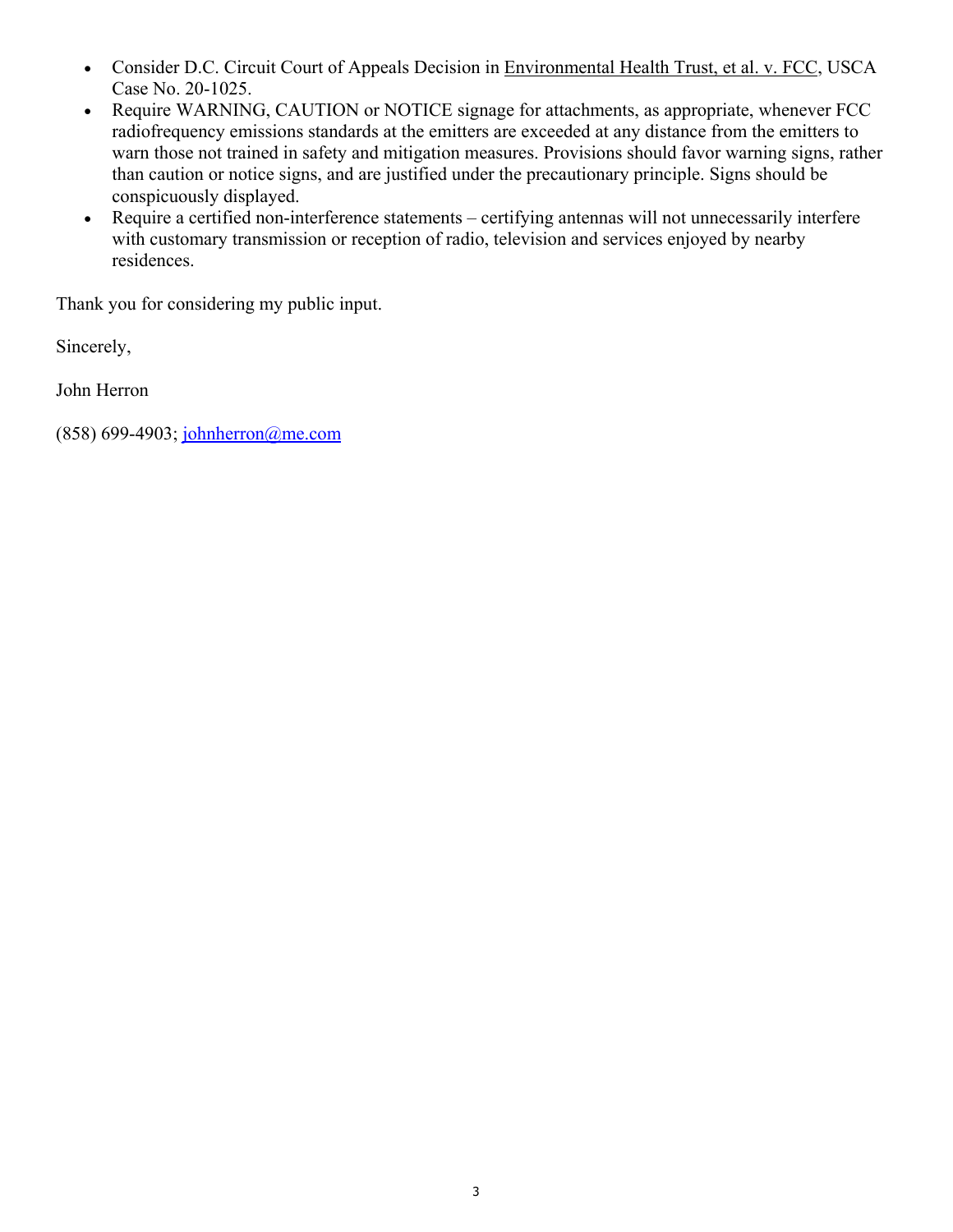- Consider D.C. Circuit Court of Appeals Decision in Environmental Health Trust, et al. v. FCC, USCA Case No. 20-1025.
- Require WARNING, CAUTION or NOTICE signage for attachments, as appropriate, whenever FCC radiofrequency emissions standards at the emitters are exceeded at any distance from the emitters to warn those not trained in safety and mitigation measures. Provisions should favor warning signs, rather than caution or notice signs, and are justified under the precautionary principle. Signs should be conspicuously displayed.
- Require a certified non-interference statements – certifying antennas will not unnecessarily interfere with customary transmission or reception of radio, television and services enjoyed by nearby residences.

Thank you for considering my public input.

Sincerely,

John Herron

(858) 699-4903; johnherron@me.com